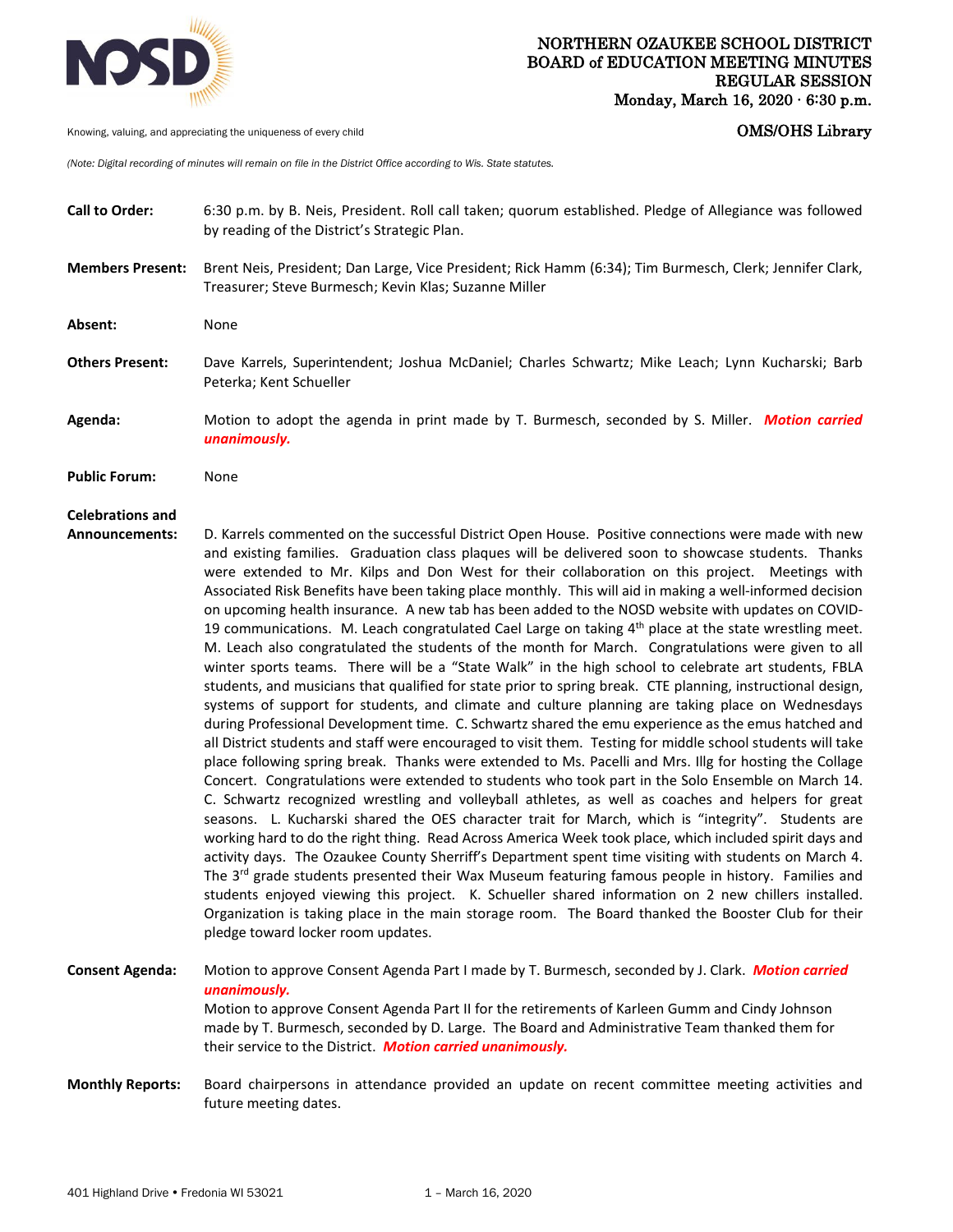# NORTHERN OZAUKEE SCHOOL DISTRICT
## BOARD of EDUCATION MEETING MINUTES
## REGULAR SESSION
**Monday, March 16, 2020 · 6:30 p.m.**

Knowing, valuing, and appreciating the uniqueness of every child

**OMS/OHS Library**

*(Note: Digital recording of minutes will remain on file in the District Office according to Wis. State statutes.*

**Call to Order:** 6:30 p.m. by B. Neis, President. Roll call taken; quorum established. Pledge of Allegiance was followed by reading of the District's Strategic Plan.

**Members Present:** Brent Neis, President; Dan Large, Vice President; Rick Hamm (6:34); Tim Burmesch, Clerk; Jennifer Clark, Treasurer; Steve Burmesch; Kevin Klas; Suzanne Miller

**Absent:** None

**Others Present:** Dave Karrels, Superintendent; Joshua McDaniel; Charles Schwartz; Mike Leach; Lynn Kucharski; Barb Peterka; Kent Schueller

**Agenda:** Motion to adopt the agenda in print made by T. Burmesch, seconded by S. Miller. ***Motion carried unanimously.***

**Public Forum:** None

**Celebrations and Announcements:** D. Karrels commented on the successful District Open House. Positive connections were made with new and existing families. Graduation class plaques will be delivered soon to showcase students. Thanks were extended to Mr. Kilps and Don West for their collaboration on this project. Meetings with Associated Risk Benefits have been taking place monthly. This will aid in making a well-informed decision on upcoming health insurance. A new tab has been added to the NOSD website with updates on COVID-19 communications. M. Leach congratulated Cael Large on taking 4th place at the state wrestling meet. M. Leach also congratulated the students of the month for March. Congratulations were given to all winter sports teams. There will be a "State Walk" in the high school to celebrate art students, FBLA students, and musicians that qualified for state prior to spring break. CTE planning, instructional design, systems of support for students, and climate and culture planning are taking place on Wednesdays during Professional Development time. C. Schwartz shared the emu experience as the emus hatched and all District students and staff were encouraged to visit them. Testing for middle school students will take place following spring break. Thanks were extended to Ms. Pacelli and Mrs. Illg for hosting the Collage Concert. Congratulations were extended to students who took part in the Solo Ensemble on March 14. C. Schwartz recognized wrestling and volleyball athletes, as well as coaches and helpers for great seasons. L. Kucharski shared the OES character trait for March, which is "integrity". Students are working hard to do the right thing. Read Across America Week took place, which included spirit days and activity days. The Ozaukee County Sherriff's Department spent time visiting with students on March 4. The 3rd grade students presented their Wax Museum featuring famous people in history. Families and students enjoyed viewing this project. K. Schueller shared information on 2 new chillers installed. Organization is taking place in the main storage room. The Board thanked the Booster Club for their pledge toward locker room updates.

**Consent Agenda:** Motion to approve Consent Agenda Part I made by T. Burmesch, seconded by J. Clark. ***Motion carried unanimously.***
Motion to approve Consent Agenda Part II for the retirements of Karleen Gumm and Cindy Johnson made by T. Burmesch, seconded by D. Large. The Board and Administrative Team thanked them for their service to the District. ***Motion carried unanimously.***

**Monthly Reports:** Board chairpersons in attendance provided an update on recent committee meeting activities and future meeting dates.

401 Highland Drive • Fredonia WI 53021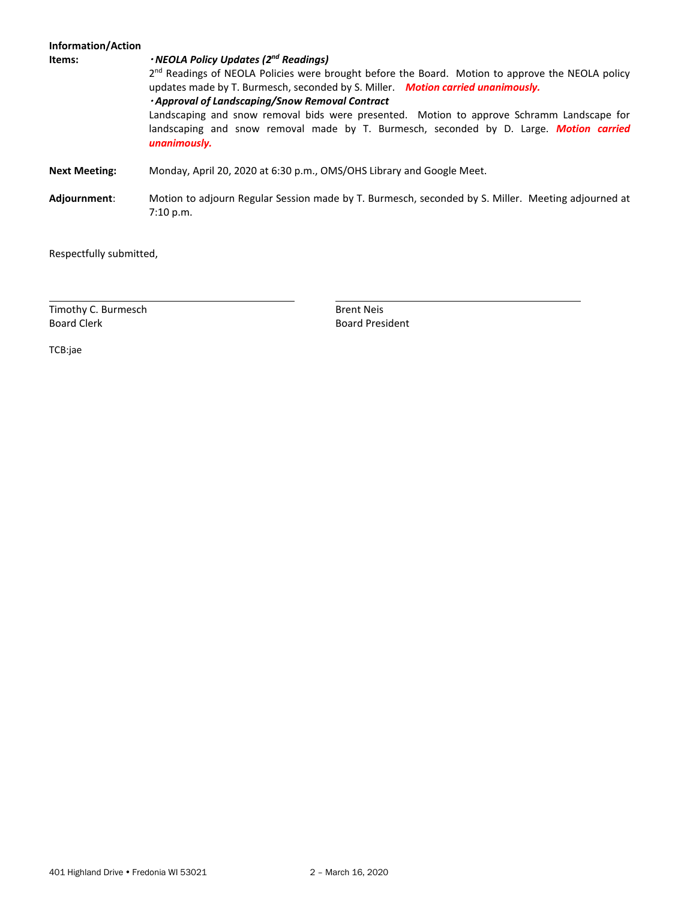**Information/Action Items:**

***NEOLA Policy Updates (2nd Readings)***

2nd Readings of NEOLA Policies were brought before the Board. Motion to approve the NEOLA policy updates made by T. Burmesch, seconded by S. Miller. ***Motion carried unanimously.***

***Approval of Landscaping/Snow Removal Contract***

Landscaping and snow removal bids were presented. Motion to approve Schramm Landscape for landscaping and snow removal made by T. Burmesch, seconded by D. Large. ***Motion carried unanimously.***

**Next Meeting:** Monday, April 20, 2020 at 6:30 p.m., OMS/OHS Library and Google Meet.

**Adjournment**: Motion to adjourn Regular Session made by T. Burmesch, seconded by S. Miller. Meeting adjourned at 7:10 p.m.

Respectfully submitted,

| | |
|---|---|
| Timothy C. Burmesch | Brent Neis |
| Board Clerk | Board President |

TCB:jae

401 Highland Drive • Fredonia WI 53021

2 – March 16, 2020